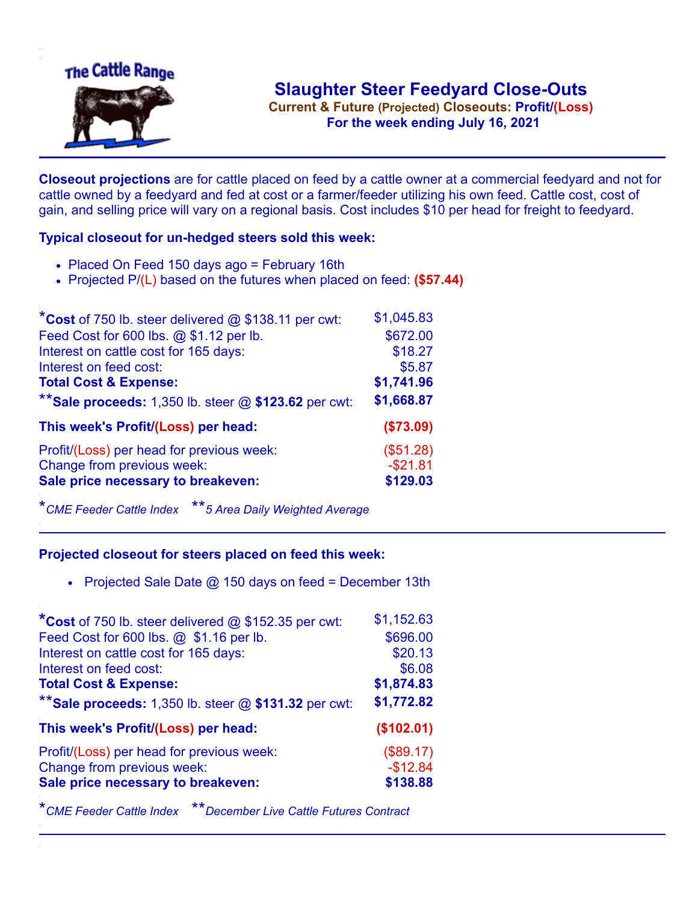# Slaughter Steer Feedyard Close-Outs

**Current & Future (Projected) Closeouts: Profit/(Loss)**
**For the week ending July 16, 2021**

**Closeout projections** are for cattle placed on feed by a cattle owner at a commercial feedyard and not for cattle owned by a feedyard and fed at cost or a farmer/feeder utilizing his own feed. Cattle cost, cost of gain, and selling price will vary on a regional basis. Cost includes $10 per head for freight to feedyard.

### Typical closeout for un-hedged steers sold this week:

- Placed On Feed 150 days ago = February 16th
- Projected P/(L) based on the futures when placed on feed: **($57.44)**

| | |
|---|---|
| ***Cost** of 750 lb. steer delivered @ $138.11 per cwt: | $1,045.83 |
| Feed Cost for 600 lbs. @ $1.12 per lb. | $672.00 |
| Interest on cattle cost for 165 days: | $18.27 |
| Interest on feed cost: | $5.87 |
| **Total Cost & Expense:** | **$1,741.96** |
| ****Sale proceeds:** 1,350 lb. steer @ **$123.62** per cwt: | **$1,668.87** |
| **This week's Profit/(Loss) per head:** | **($73.09)** |
| Profit/(Loss) per head for previous week: | ($51.28) |
| Change from previous week: | -$21.81 |
| **Sale price necessary to breakeven:** | **$129.03** |

*\*CME Feeder Cattle Index* *\*\*5 Area Daily Weighted Average*

### Projected closeout for steers placed on feed this week:

- Projected Sale Date @ 150 days on feed = December 13th

| | |
|---|---|
| ***Cost** of 750 lb. steer delivered @ $152.35 per cwt: | $1,152.63 |
| Feed Cost for 600 lbs. @ $1.16 per lb. | $696.00 |
| Interest on cattle cost for 165 days: | $20.13 |
| Interest on feed cost: | $6.08 |
| **Total Cost & Expense:** | **$1,874.83** |
| ****Sale proceeds:** 1,350 lb. steer @ **$131.32** per cwt: | **$1,772.82** |
| **This week's Profit/(Loss) per head:** | **($102.01)** |
| Profit/(Loss) per head for previous week: | ($89.17) |
| Change from previous week: | -$12.84 |
| **Sale price necessary to breakeven:** | **$138.88** |

*\*CME Feeder Cattle Index* *\*\*December Live Cattle Futures Contract*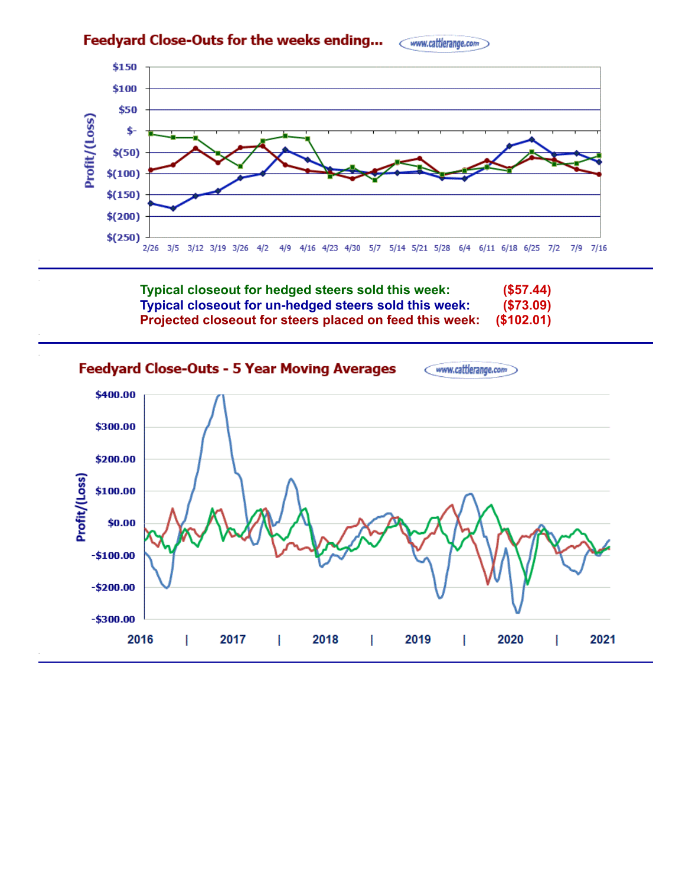## Feedyard Close-Outs for the weeks ending...

www.cattlerange.com

Profit/(Loss)

$150
$100
$50
$-
$(50)
$(100)
$(150)
$(200)
$(250)

2/26 3/5 3/12 3/19 3/26 4/2 4/9 4/16 4/23 4/30 5/7 5/14 5/21 5/28 6/4 6/11 6/18 6/25 7/2 7/9 7/16

**Typical closeout for hedged steers sold this week: ($57.44)**

**Typical closeout for un-hedged steers sold this week: ($73.09)**

**Projected closeout for steers placed on feed this week: ($102.01)**

## Feedyard Close-Outs - 5 Year Moving Averages

www.cattlerange.com

Profit/(Loss)

$400.00
$300.00
$200.00
$100.00
$0.00
-$100.00
-$200.00
-$300.00

2016 | 2017 | 2018 | 2019 | 2020 | 2021